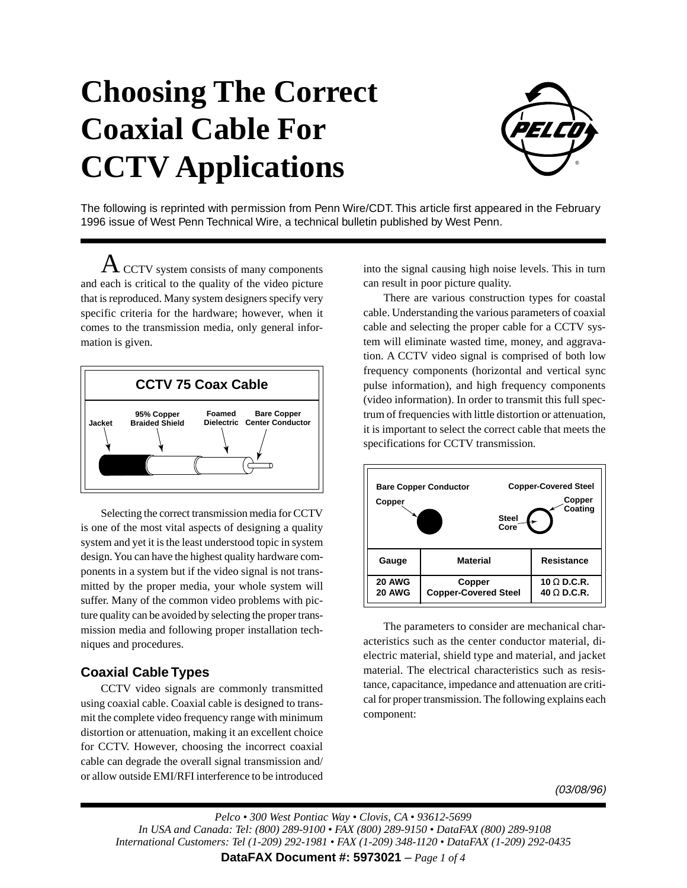# Choosing The Correct Coaxial Cable For CCTV Applications

The following is reprinted with permission from Penn Wire/CDT. This article first appeared in the February 1996 issue of West Penn Technical Wire, a technical bulletin published by West Penn.

A CCTV system consists of many components and each is critical to the quality of the video picture that is reproduced. Many system designers specify very specific criteria for the hardware; however, when it comes to the transmission media, only general information is given.

**CCTV 75 Coax Cable**

Jacket — 95% Copper Braided Shield — Foamed Dielectric — Bare Copper Center Conductor

Selecting the correct transmission media for CCTV is one of the most vital aspects of designing a quality system and yet it is the least understood topic in system design. You can have the highest quality hardware components in a system but if the video signal is not transmitted by the proper media, your whole system will suffer. Many of the common video problems with picture quality can be avoided by selecting the proper transmission media and following proper installation techniques and procedures.

## Coaxial Cable Types

CCTV video signals are commonly transmitted using coaxial cable. Coaxial cable is designed to transmit the complete video frequency range with minimum distortion or attenuation, making it an excellent choice for CCTV. However, choosing the incorrect coaxial cable can degrade the overall signal transmission and/or allow outside EMI/RFI interference to be introduced into the signal causing high noise levels. This in turn can result in poor picture quality.

There are various construction types for coastal cable. Understanding the various parameters of coaxial cable and selecting the proper cable for a CCTV system will eliminate wasted time, money, and aggravation. A CCTV video signal is comprised of both low frequency components (horizontal and vertical sync pulse information), and high frequency components (video information). In order to transmit this full spectrum of frequencies with little distortion or attenuation, it is important to select the correct cable that meets the specifications for CCTV transmission.

**Bare Copper Conductor** — Copper

**Copper-Covered Steel** — Steel Core, Copper Coating

| Gauge | Material | Resistance |
|---|---|---|
| 20 AWG | Copper | 10 Ω D.C.R. |
| 20 AWG | Copper-Covered Steel | 40 Ω D.C.R. |

The parameters to consider are mechanical characteristics such as the center conductor material, dielectric material, shield type and material, and jacket material. The electrical characteristics such as resistance, capacitance, impedance and attenuation are critical for proper transmission. The following explains each component:

*(03/08/96)*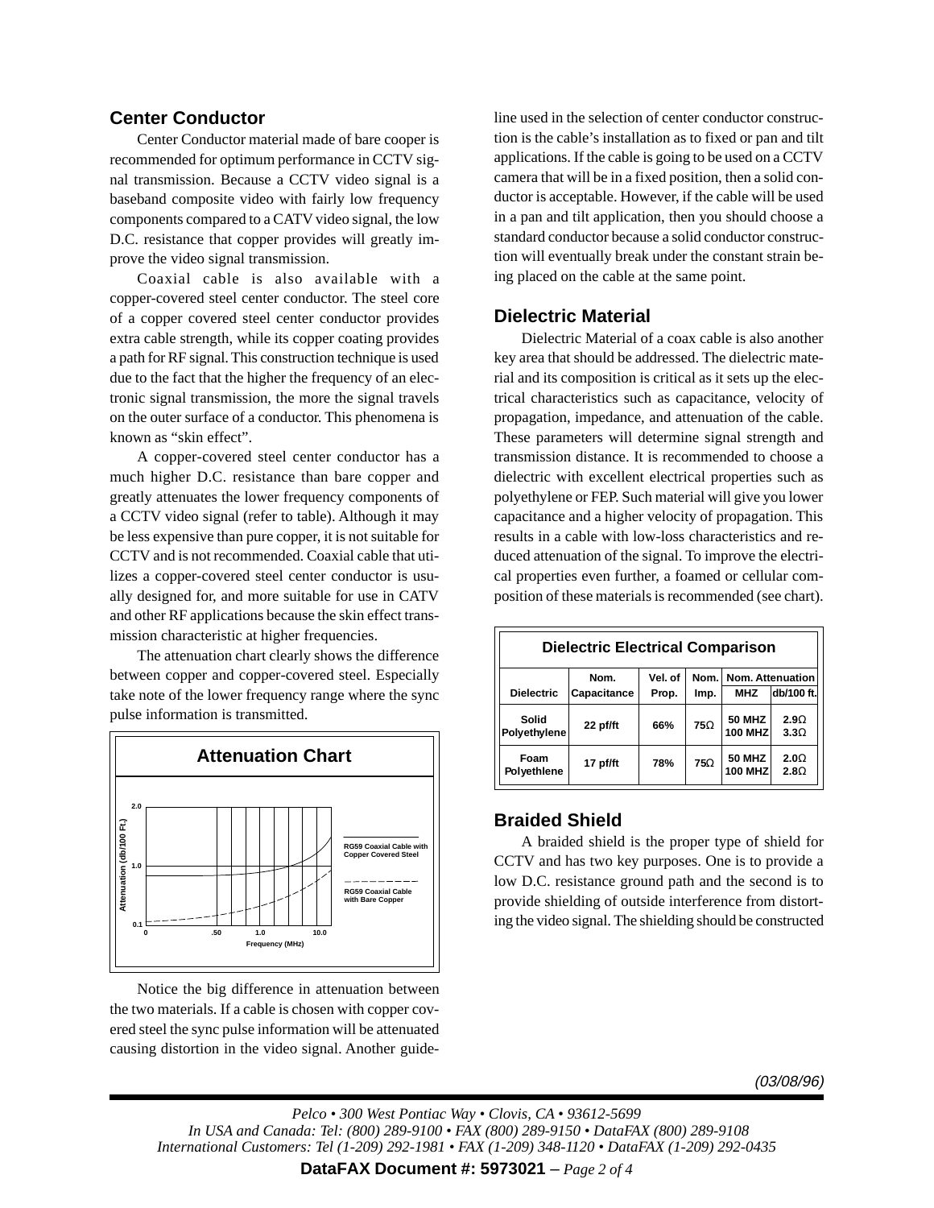## Center Conductor

Center Conductor material made of bare cooper is recommended for optimum performance in CCTV signal transmission. Because a CCTV video signal is a baseband composite video with fairly low frequency components compared to a CATV video signal, the low D.C. resistance that copper provides will greatly improve the video signal transmission.

Coaxial cable is also available with a copper-covered steel center conductor. The steel core of a copper covered steel center conductor provides extra cable strength, while its copper coating provides a path for RF signal. This construction technique is used due to the fact that the higher the frequency of an electronic signal transmission, the more the signal travels on the outer surface of a conductor. This phenomena is known as "skin effect".

A copper-covered steel center conductor has a much higher D.C. resistance than bare copper and greatly attenuates the lower frequency components of a CCTV video signal (refer to table). Although it may be less expensive than pure copper, it is not suitable for CCTV and is not recommended. Coaxial cable that utilizes a copper-covered steel center conductor is usually designed for, and more suitable for use in CATV and other RF applications because the skin effect transmission characteristic at higher frequencies.

The attenuation chart clearly shows the difference between copper and copper-covered steel. Especially take note of the lower frequency range where the sync pulse information is transmitted.

**Attenuation Chart**

Attenuation (db/100 Ft.) — 0.1, 1.0, 2.0

Frequency (MHz) — 0, .50, 1.0, 10.0

RG59 Coaxial Cable with Copper Covered Steel

RG59 Coaxial Cable with Bare Copper

Notice the big difference in attenuation between the two materials. If a cable is chosen with copper covered steel the sync pulse information will be attenuated causing distortion in the video signal. Another guideline used in the selection of center conductor construction is the cable's installation as to fixed or pan and tilt applications. If the cable is going to be used on a CCTV camera that will be in a fixed position, then a solid conductor is acceptable. However, if the cable will be used in a pan and tilt application, then you should choose a standard conductor because a solid conductor construction will eventually break under the constant strain being placed on the cable at the same point.

## Dielectric Material

Dielectric Material of a coax cable is also another key area that should be addressed. The dielectric material and its composition is critical as it sets up the electrical characteristics such as capacitance, velocity of propagation, impedance, and attenuation of the cable. These parameters will determine signal strength and transmission distance. It is recommended to choose a dielectric with excellent electrical properties such as polyethylene or FEP. Such material will give you lower capacitance and a higher velocity of propagation. This results in a cable with low-loss characteristics and reduced attenuation of the signal. To improve the electrical properties even further, a foamed or cellular composition of these materials is recommended (see chart).

**Dielectric Electrical Comparison**

| Dielectric | Nom. Capacitance | Vel. of Prop. | Nom. Imp. | Nom. Attenuation MHZ | db/100 ft. |
|---|---|---|---|---|---|
| Solid Polyethylene | 22 pf/ft | 66% | 75Ω | 50 MHZ<br>100 MHZ | 2.9Ω<br>3.3Ω |
| Foam Polyethlene | 17 pf/ft | 78% | 75Ω | 50 MHZ<br>100 MHZ | 2.0Ω<br>2.8Ω |

## Braided Shield

A braided shield is the proper type of shield for CCTV and has two key purposes. One is to provide a low D.C. resistance ground path and the second is to provide shielding of outside interference from distorting the video signal. The shielding should be constructed

*(03/08/96)*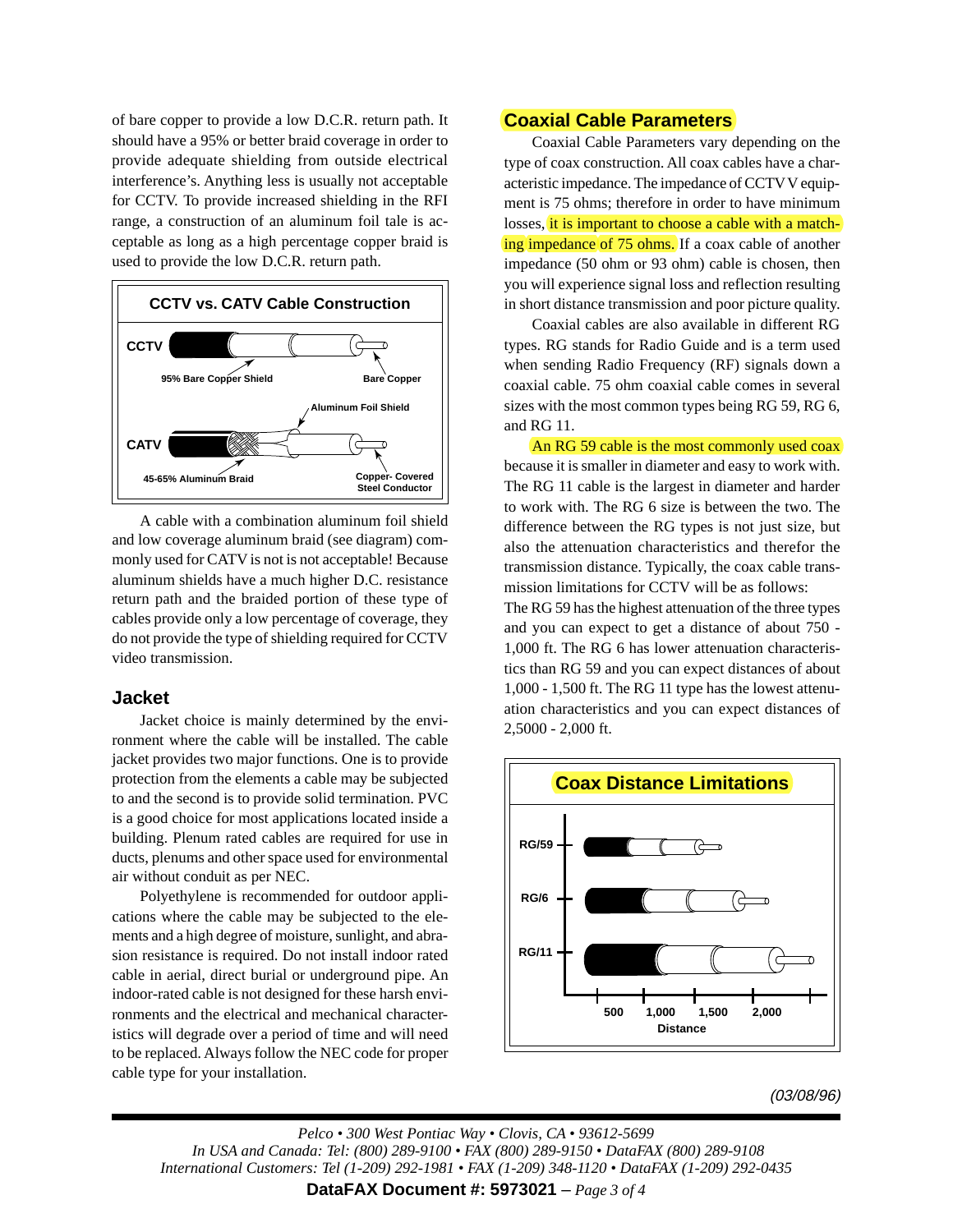of bare copper to provide a low D.C.R. return path. It should have a 95% or better braid coverage in order to provide adequate shielding from outside electrical interference's. Anything less is usually not acceptable for CCTV. To provide increased shielding in the RFI range, a construction of an aluminum foil tale is acceptable as long as a high percentage copper braid is used to provide the low D.C.R. return path.

**CCTV vs. CATV Cable Construction**

CCTV — 95% Bare Copper Shield — Bare Copper

CATV — 45-65% Aluminum Braid — Aluminum Foil Shield — Copper- Covered Steel Conductor

A cable with a combination aluminum foil shield and low coverage aluminum braid (see diagram) commonly used for CATV is not is not acceptable! Because aluminum shields have a much higher D.C. resistance return path and the braided portion of these type of cables provide only a low percentage of coverage, they do not provide the type of shielding required for CCTV video transmission.

## Jacket

Jacket choice is mainly determined by the environment where the cable will be installed. The cable jacket provides two major functions. One is to provide protection from the elements a cable may be subjected to and the second is to provide solid termination. PVC is a good choice for most applications located inside a building. Plenum rated cables are required for use in ducts, plenums and other space used for environmental air without conduit as per NEC.

Polyethylene is recommended for outdoor applications where the cable may be subjected to the elements and a high degree of moisture, sunlight, and abrasion resistance is required. Do not install indoor rated cable in aerial, direct burial or underground pipe. An indoor-rated cable is not designed for these harsh environments and the electrical and mechanical characteristics will degrade over a period of time and will need to be replaced. Always follow the NEC code for proper cable type for your installation.

## Coaxial Cable Parameters

Coaxial Cable Parameters vary depending on the type of coax construction. All coax cables have a characteristic impedance. The impedance of CCTV V equipment is 75 ohms; therefore in order to have minimum losses, it is important to choose a cable with a matching impedance of 75 ohms. If a coax cable of another impedance (50 ohm or 93 ohm) cable is chosen, then you will experience signal loss and reflection resulting in short distance transmission and poor picture quality.

Coaxial cables are also available in different RG types. RG stands for Radio Guide and is a term used when sending Radio Frequency (RF) signals down a coaxial cable. 75 ohm coaxial cable comes in several sizes with the most common types being RG 59, RG 6, and RG 11.

An RG 59 cable is the most commonly used coax because it is smaller in diameter and easy to work with. The RG 11 cable is the largest in diameter and harder to work with. The RG 6 size is between the two. The difference between the RG types is not just size, but also the attenuation characteristics and therefor the transmission distance. Typically, the coax cable transmission limitations for CCTV will be as follows:

The RG 59 has the highest attenuation of the three types and you can expect to get a distance of about 750 - 1,000 ft. The RG 6 has lower attenuation characteristics than RG 59 and you can expect distances of about 1,000 - 1,500 ft. The RG 11 type has the lowest attenuation characteristics and you can expect distances of 2,5000 - 2,000 ft.

**Coax Distance Limitations**

RG/59, RG/6, RG/11 — Distance: 500, 1,000, 1,500, 2,000

*(03/08/96)*

*Pelco • 300 West Pontiac Way • Clovis, CA • 93612-5699*
*In USA and Canada: Tel: (800) 289-9100 • FAX (800) 289-9150 • DataFAX (800) 289-9108*
*International Customers: Tel (1-209) 292-1981 • FAX (1-209) 348-1120 • DataFAX (1-209) 292-0435*

**DataFAX Document #: 5973021**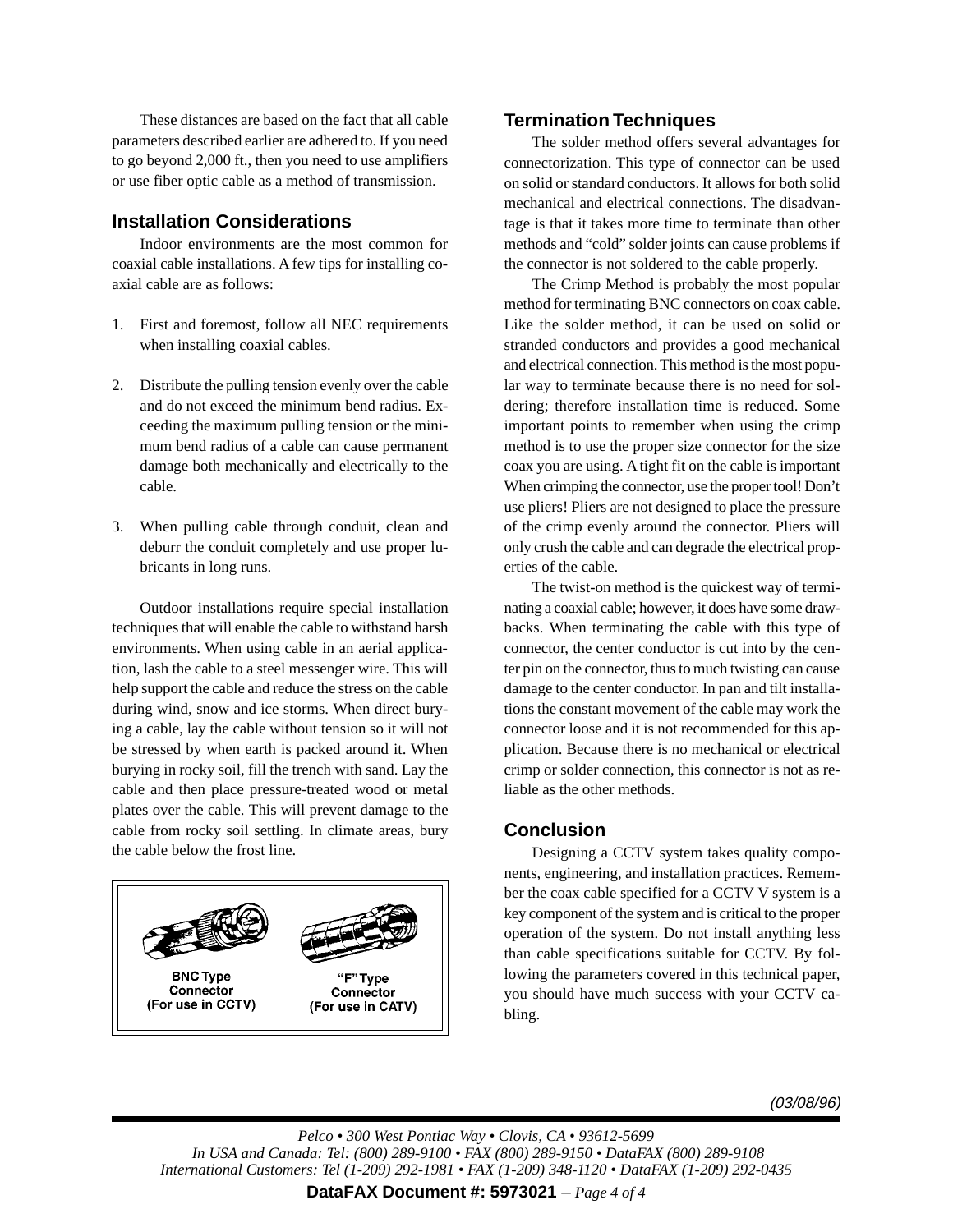These distances are based on the fact that all cable parameters described earlier are adhered to. If you need to go beyond 2,000 ft., then you need to use amplifiers or use fiber optic cable as a method of transmission.

## Installation Considerations

Indoor environments are the most common for coaxial cable installations. A few tips for installing coaxial cable are as follows:

1. First and foremost, follow all NEC requirements when installing coaxial cables.

2. Distribute the pulling tension evenly over the cable and do not exceed the minimum bend radius. Exceeding the maximum pulling tension or the minimum bend radius of a cable can cause permanent damage both mechanically and electrically to the cable.

3. When pulling cable through conduit, clean and deburr the conduit completely and use proper lubricants in long runs.

Outdoor installations require special installation techniques that will enable the cable to withstand harsh environments. When using cable in an aerial application, lash the cable to a steel messenger wire. This will help support the cable and reduce the stress on the cable during wind, snow and ice storms. When direct burying a cable, lay the cable without tension so it will not be stressed by when earth is packed around it. When burying in rocky soil, fill the trench with sand. Lay the cable and then place pressure-treated wood or metal plates over the cable. This will prevent damage to the cable from rocky soil settling. In climate areas, bury the cable below the frost line.

**BNC Type Connector (For use in CCTV)**

**"F" Type Connector (For use in CATV)**

## Termination Techniques

The solder method offers several advantages for connectorization. This type of connector can be used on solid or standard conductors. It allows for both solid mechanical and electrical connections. The disadvantage is that it takes more time to terminate than other methods and "cold" solder joints can cause problems if the connector is not soldered to the cable properly.

The Crimp Method is probably the most popular method for terminating BNC connectors on coax cable. Like the solder method, it can be used on solid or stranded conductors and provides a good mechanical and electrical connection. This method is the most popular way to terminate because there is no need for soldering; therefore installation time is reduced. Some important points to remember when using the crimp method is to use the proper size connector for the size coax you are using. A tight fit on the cable is important When crimping the connector, use the proper tool! Don't use pliers! Pliers are not designed to place the pressure of the crimp evenly around the connector. Pliers will only crush the cable and can degrade the electrical properties of the cable.

The twist-on method is the quickest way of terminating a coaxial cable; however, it does have some drawbacks. When terminating the cable with this type of connector, the center conductor is cut into by the center pin on the connector, thus to much twisting can cause damage to the center conductor. In pan and tilt installations the constant movement of the cable may work the connector loose and it is not recommended for this application. Because there is no mechanical or electrical crimp or solder connection, this connector is not as reliable as the other methods.

## Conclusion

Designing a CCTV system takes quality components, engineering, and installation practices. Remember the coax cable specified for a CCTV V system is a key component of the system and is critical to the proper operation of the system. Do not install anything less than cable specifications suitable for CCTV. By following the parameters covered in this technical paper, you should have much success with your CCTV cabling.

*(03/08/96)*